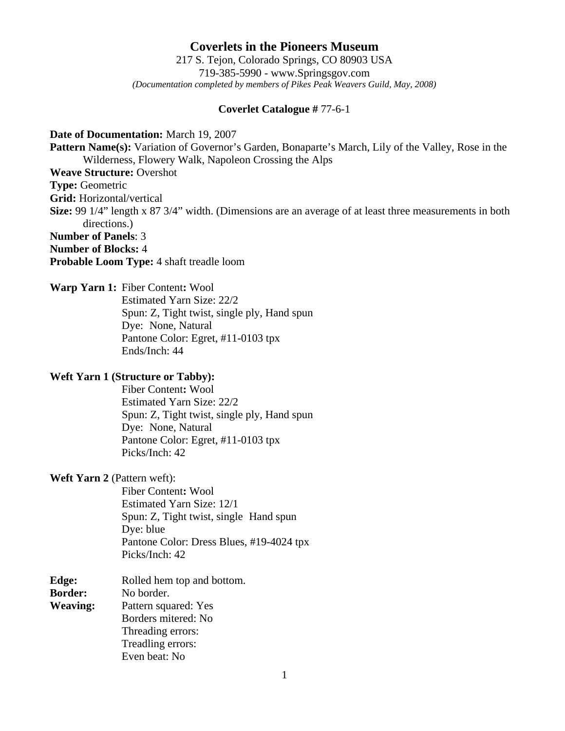# Coverlets in the Pioneers Museum

217 S. Tejon, Colorado Springs, CO 80903 USA
719-385-5990 - www.Springsgov.com
*(Documentation completed by members of Pikes Peak Weavers Guild, May, 2008)*

**Coverlet Catalogue #** 77-6-1

**Date of Documentation:** March 19, 2007
**Pattern Name(s):** Variation of Governor's Garden, Bonaparte's March, Lily of the Valley, Rose in the Wilderness, Flowery Walk, Napoleon Crossing the Alps
**Weave Structure:** Overshot
**Type:** Geometric
**Grid:** Horizontal/vertical
**Size:** 99 1/4" length x 87 3/4" width. (Dimensions are an average of at least three measurements in both directions.)
**Number of Panels**: 3
**Number of Blocks:** 4
**Probable Loom Type:** 4 shaft treadle loom

**Warp Yarn 1:** Fiber Content**:** Wool
Estimated Yarn Size: 22/2
Spun: Z, Tight twist, single ply, Hand spun
Dye: None, Natural
Pantone Color: Egret, #11-0103 tpx
Ends/Inch: 44

**Weft Yarn 1 (Structure or Tabby):**
Fiber Content**:** Wool
Estimated Yarn Size: 22/2
Spun: Z, Tight twist, single ply, Hand spun
Dye: None, Natural
Pantone Color: Egret, #11-0103 tpx
Picks/Inch: 42

**Weft Yarn 2** (Pattern weft):
Fiber Content**:** Wool
Estimated Yarn Size: 12/1
Spun: Z, Tight twist, single Hand spun
Dye: blue
Pantone Color: Dress Blues, #19-4024 tpx
Picks/Inch: 42

**Edge:** Rolled hem top and bottom.
**Border:** No border.
**Weaving:** Pattern squared: Yes
Borders mitered: No
Threading errors:
Treadling errors:
Even beat: No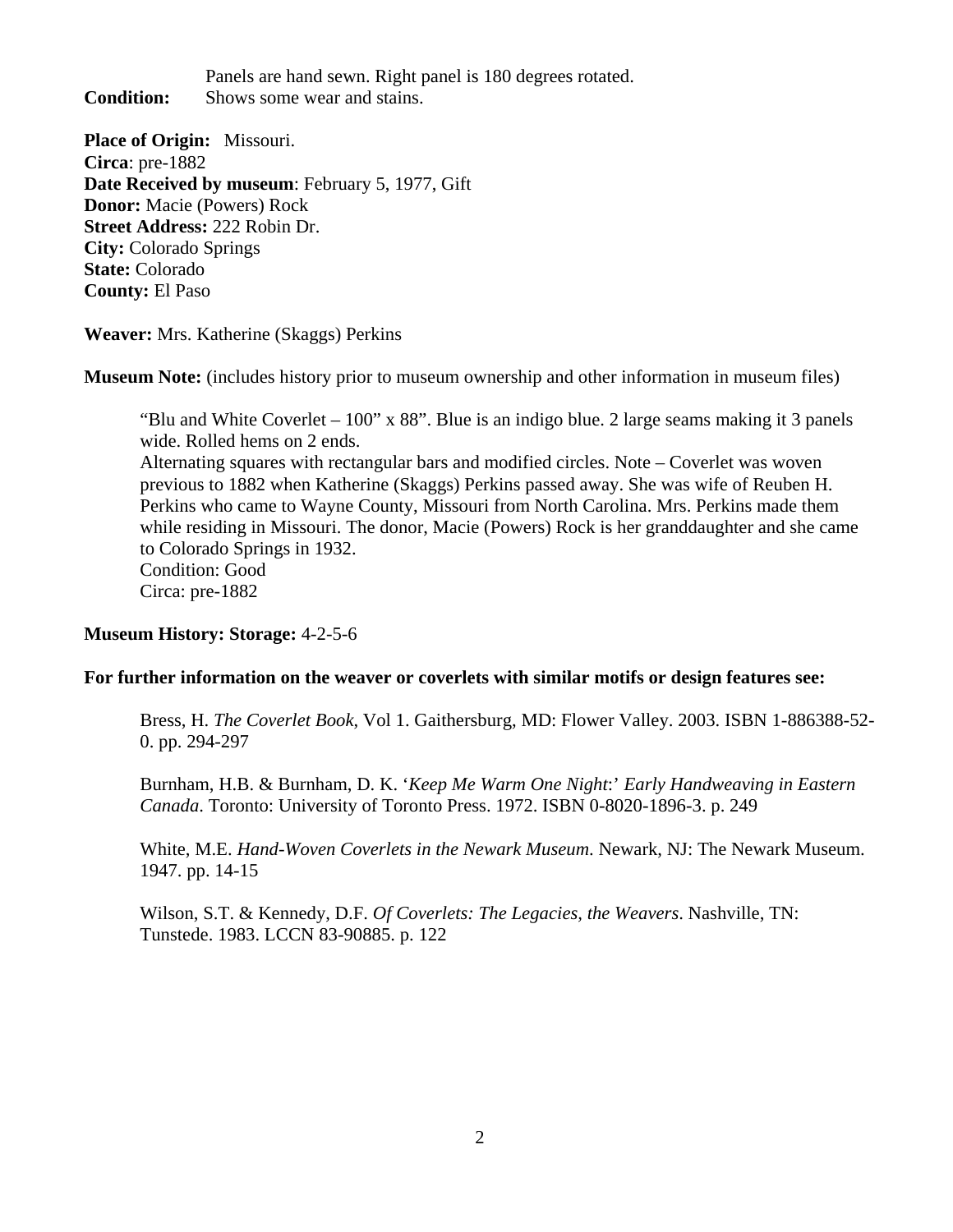Panels are hand sewn. Right panel is 180 degrees rotated.

**Condition:** Shows some wear and stains.

**Place of Origin:** Missouri.
**Circa**: pre-1882
**Date Received by museum**: February 5, 1977, Gift
**Donor:** Macie (Powers) Rock
**Street Address:** 222 Robin Dr.
**City:** Colorado Springs
**State:** Colorado
**County:** El Paso

**Weaver:** Mrs. Katherine (Skaggs) Perkins

**Museum Note:** (includes history prior to museum ownership and other information in museum files)

> "Blu and White Coverlet – 100" x 88". Blue is an indigo blue. 2 large seams making it 3 panels wide. Rolled hems on 2 ends.
> Alternating squares with rectangular bars and modified circles. Note – Coverlet was woven previous to 1882 when Katherine (Skaggs) Perkins passed away. She was wife of Reuben H. Perkins who came to Wayne County, Missouri from North Carolina. Mrs. Perkins made them while residing in Missouri. The donor, Macie (Powers) Rock is her granddaughter and she came to Colorado Springs in 1932.
> Condition: Good
> Circa: pre-1882

**Museum History: Storage:** 4-2-5-6

**For further information on the weaver or coverlets with similar motifs or design features see:**

Bress, H. *The Coverlet Book*, Vol 1. Gaithersburg, MD: Flower Valley. 2003. ISBN 1-886388-52-0. pp. 294-297

Burnham, H.B. & Burnham, D. K. '*Keep Me Warm One Night*:' *Early Handweaving in Eastern Canada*. Toronto: University of Toronto Press. 1972. ISBN 0-8020-1896-3. p. 249

White, M.E. *Hand-Woven Coverlets in the Newark Museum*. Newark, NJ: The Newark Museum. 1947. pp. 14-15

Wilson, S.T. & Kennedy, D.F. *Of Coverlets: The Legacies, the Weavers*. Nashville, TN: Tunstede. 1983. LCCN 83-90885. p. 122